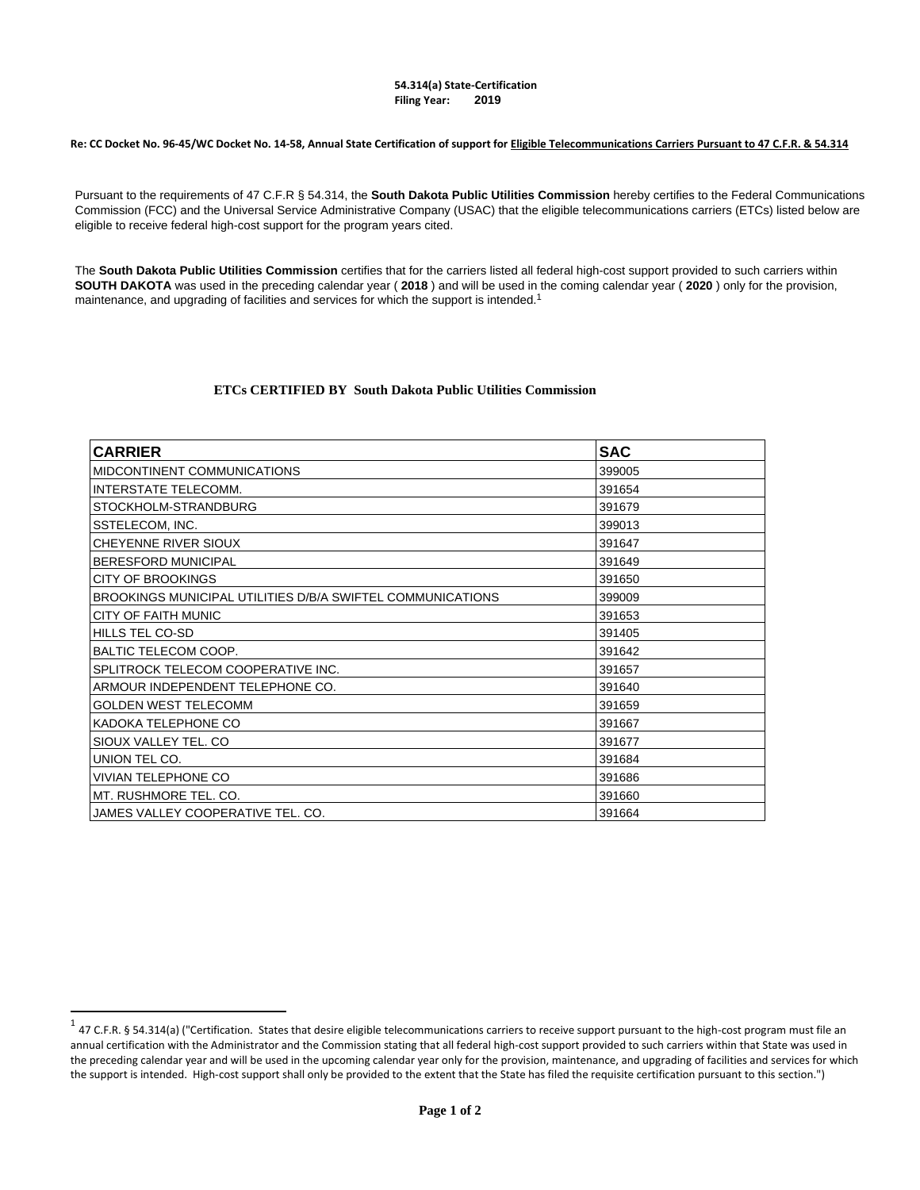**54.314(a) State-Certification**
**Filing Year: 2019**

**Re: CC Docket No. 96-45/WC Docket No. 14-58, Annual State Certification of support for Eligible Telecommunications Carriers Pursuant to 47 C.F.R. & 54.314**

Pursuant to the requirements of 47 C.F.R § 54.314, the **South Dakota Public Utilities Commission** hereby certifies to the Federal Communications Commission (FCC) and the Universal Service Administrative Company (USAC) that the eligible telecommunications carriers (ETCs) listed below are eligible to receive federal high-cost support for the program years cited.

The **South Dakota Public Utilities Commission** certifies that for the carriers listed all federal high-cost support provided to such carriers within **SOUTH DAKOTA** was used in the preceding calendar year ( **2018** ) and will be used in the coming calendar year ( **2020** ) only for the provision, maintenance, and upgrading of facilities and services for which the support is intended.[1]

**ETCs CERTIFIED BY South Dakota Public Utilities Commission**

| CARRIER | SAC |
|---|---|
| MIDCONTINENT COMMUNICATIONS | 399005 |
| INTERSTATE TELECOMM. | 391654 |
| STOCKHOLM-STRANDBURG | 391679 |
| SSTELECOM, INC. | 399013 |
| CHEYENNE RIVER SIOUX | 391647 |
| BERESFORD MUNICIPAL | 391649 |
| CITY OF BROOKINGS | 391650 |
| BROOKINGS MUNICIPAL UTILITIES D/B/A SWIFTEL COMMUNICATIONS | 399009 |
| CITY OF FAITH MUNIC | 391653 |
| HILLS TEL CO-SD | 391405 |
| BALTIC TELECOM COOP. | 391642 |
| SPLITROCK TELECOM COOPERATIVE INC. | 391657 |
| ARMOUR INDEPENDENT TELEPHONE CO. | 391640 |
| GOLDEN WEST TELECOMM | 391659 |
| KADOKA TELEPHONE CO | 391667 |
| SIOUX VALLEY TEL. CO | 391677 |
| UNION TEL CO. | 391684 |
| VIVIAN TELEPHONE CO | 391686 |
| MT. RUSHMORE TEL. CO. | 391660 |
| JAMES VALLEY COOPERATIVE TEL. CO. | 391664 |

[1] 47 C.F.R. § 54.314(a) ("Certification. States that desire eligible telecommunications carriers to receive support pursuant to the high-cost program must file an annual certification with the Administrator and the Commission stating that all federal high-cost support provided to such carriers within that State was used in the preceding calendar year and will be used in the upcoming calendar year only for the provision, maintenance, and upgrading of facilities and services for which the support is intended. High-cost support shall only be provided to the extent that the State has filed the requisite certification pursuant to this section.")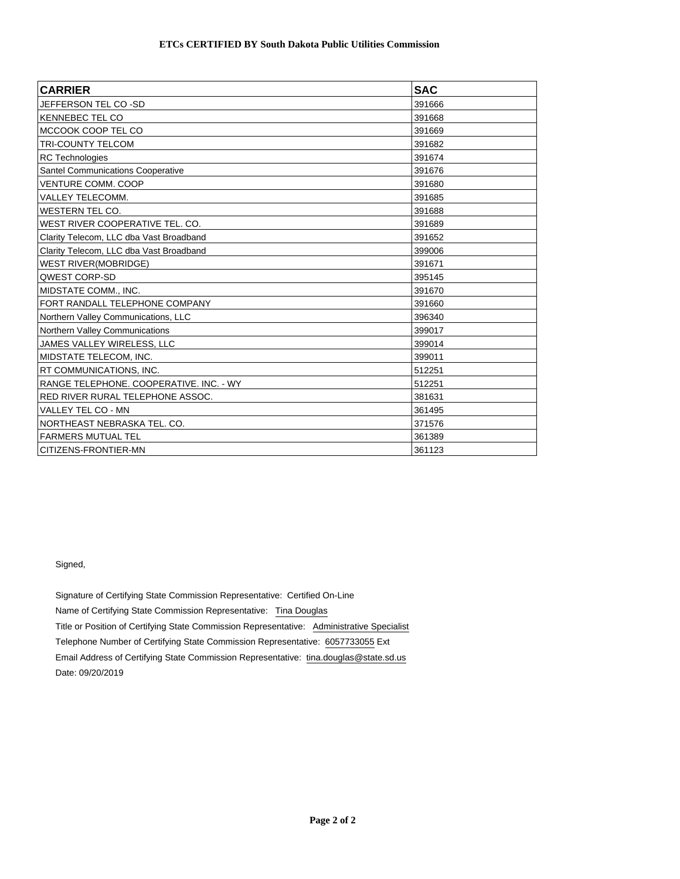**ETCs CERTIFIED BY South Dakota Public Utilities Commission**

| CARRIER | SAC |
|---|---|
| JEFFERSON TEL CO -SD | 391666 |
| KENNEBEC TEL CO | 391668 |
| MCCOOK COOP TEL CO | 391669 |
| TRI-COUNTY TELCOM | 391682 |
| RC Technologies | 391674 |
| Santel Communications Cooperative | 391676 |
| VENTURE COMM. COOP | 391680 |
| VALLEY TELECOMM. | 391685 |
| WESTERN TEL CO. | 391688 |
| WEST RIVER COOPERATIVE TEL. CO. | 391689 |
| Clarity Telecom, LLC dba Vast Broadband | 391652 |
| Clarity Telecom, LLC dba Vast Broadband | 399006 |
| WEST RIVER(MOBRIDGE) | 391671 |
| QWEST CORP-SD | 395145 |
| MIDSTATE COMM., INC. | 391670 |
| FORT RANDALL TELEPHONE COMPANY | 391660 |
| Northern Valley Communications, LLC | 396340 |
| Northern Valley Communications | 399017 |
| JAMES VALLEY WIRELESS, LLC | 399014 |
| MIDSTATE TELECOM, INC. | 399011 |
| RT COMMUNICATIONS, INC. | 512251 |
| RANGE TELEPHONE. COOPERATIVE. INC. - WY | 512251 |
| RED RIVER RURAL TELEPHONE ASSOC. | 381631 |
| VALLEY TEL CO - MN | 361495 |
| NORTHEAST NEBRASKA TEL. CO. | 371576 |
| FARMERS MUTUAL TEL | 361389 |
| CITIZENS-FRONTIER-MN | 361123 |

Signed,

Signature of Certifying State Commission Representative: Certified On-Line

Name of Certifying State Commission Representative: Tina Douglas

Title or Position of Certifying State Commission Representative: Administrative Specialist

Telephone Number of Certifying State Commission Representative: 6057733055 Ext

Email Address of Certifying State Commission Representative: tina.douglas@state.sd.us

Date: 09/20/2019